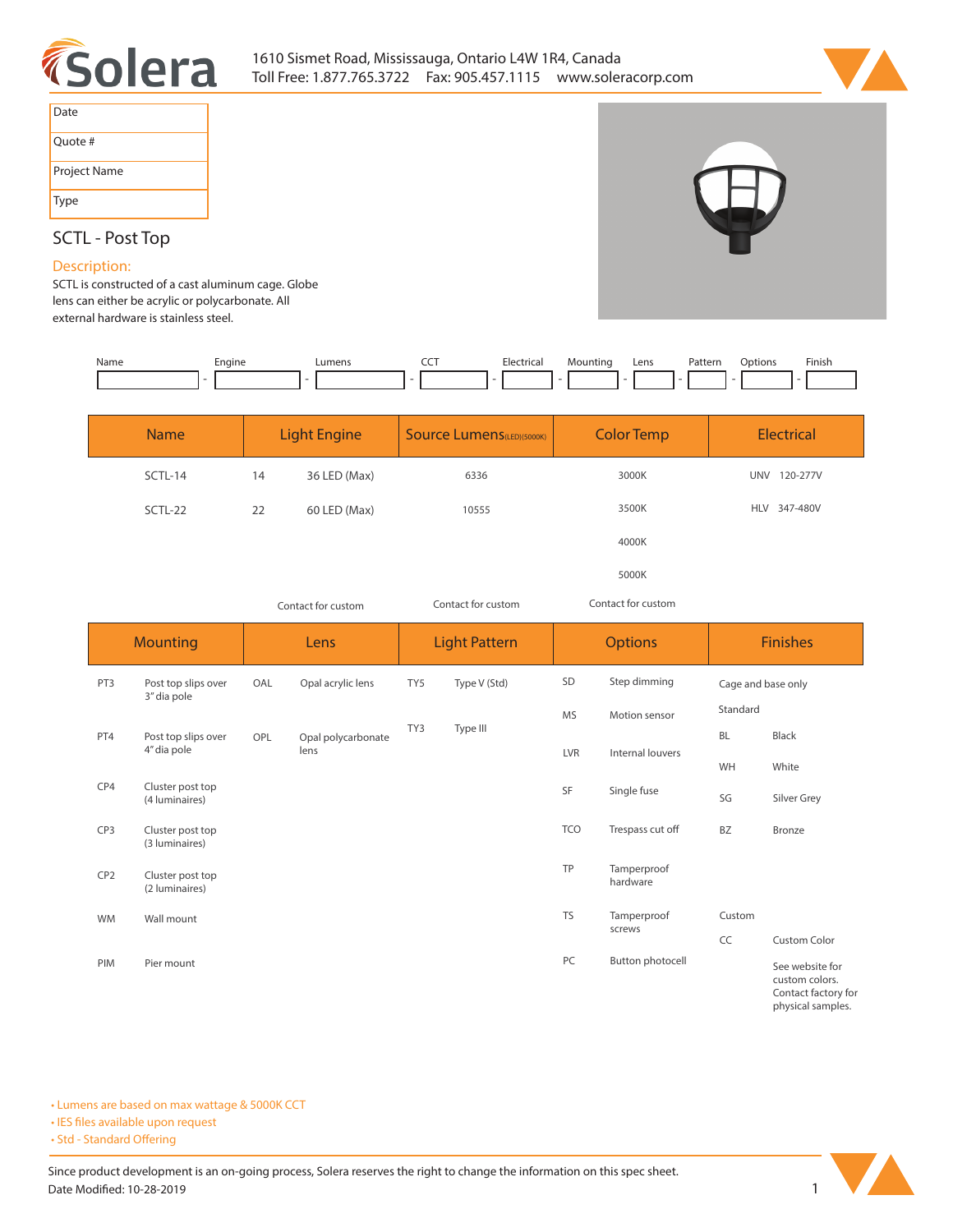Solera

1610 Sismet Road, Mississauga, Ontario L4W 1R4, Canada
Toll Free: 1.877.765.3722 Fax: 905.457.1115 www.soleracorp.com

| Date | |
|---|---|
| Quote # | |
| Project Name | |
| Type | |

# SCTL - Post Top

## Description:

SCTL is constructed of a cast aluminum cage. Globe lens can either be acrylic or polycarbonate. All external hardware is stainless steel.

| Name | Engine | Lumens | CCT | Electrical | Mounting | Lens | Pattern | Options | Finish |
|---|---|---|---|---|---|---|---|---|---|
| | | | | | | | | | |

| Name | Light Engine | | Source Lumens (LED)(5000K) | Color Temp | Electrical | |
|---|---|---|---|---|---|---|
| SCTL-14 | 14 | 36 LED (Max) | 6336 | 3000K | UNV | 120-277V |
| SCTL-22 | 22 | 60 LED (Max) | 10555 | 3500K | HLV | 347-480V |
| | | | | 4000K | | |
| | | | | 5000K | | |
| | Contact for custom | | Contact for custom | Contact for custom | | |

| Mounting | | Lens | | Light Pattern | | Options | | Finishes | |
|---|---|---|---|---|---|---|---|---|---|
| PT3 | Post top slips over 3" dia pole | OAL | Opal acrylic lens | TY5 | Type V (Std) | SD | Step dimming | Cage and base only | |
| | | | | | | MS | Motion sensor | Standard | |
| PT4 | Post top slips over 4" dia pole | OPL | Opal polycarbonate lens | TY3 | Type III | LVR | Internal louvers | BL | Black |
| | | | | | | | | WH | White |
| CP4 | Cluster post top (4 luminaires) | | | | | SF | Single fuse | SG | Silver Grey |
| CP3 | Cluster post top (3 luminaires) | | | | | TCO | Trespass cut off | BZ | Bronze |
| CP2 | Cluster post top (2 luminaires) | | | | | TP | Tamperproof hardware | | |
| WM | Wall mount | | | | | TS | Tamperproof screws | Custom | |
| | | | | | | | | CC | Custom Color |
| PIM | Pier mount | | | | | PC | Button photocell | | See website for custom colors. Contact factory for physical samples. |

- Lumens are based on max wattage & 5000K CCT
- IES files available upon request
- Std - Standard Offering

Since product development is an on-going process, Solera reserves the right to change the information on this spec sheet.
Date Modified: 10-28-2019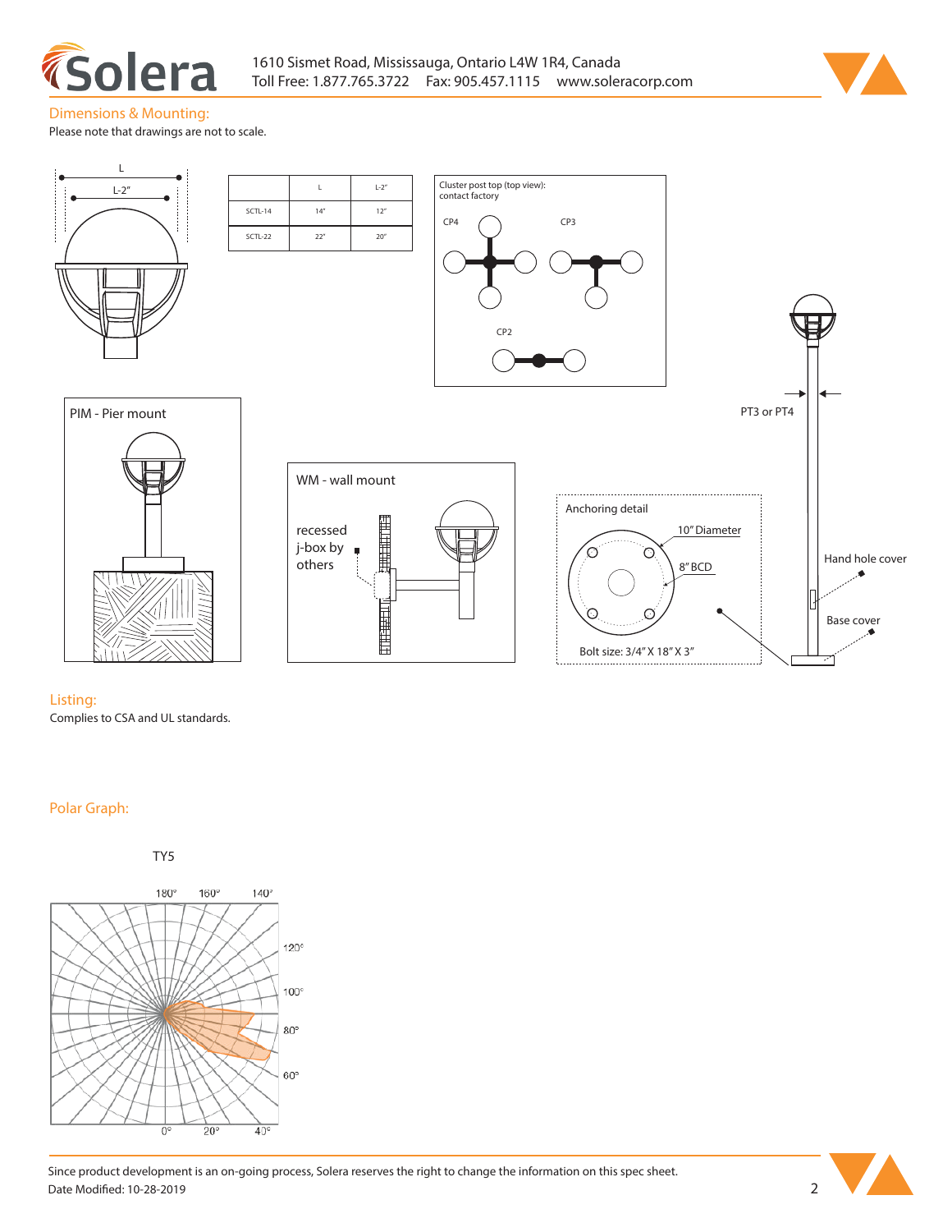1610 Sismet Road, Mississauga, Ontario L4W 1R4, Canada
Toll Free: 1.877.765.3722 Fax: 905.457.1115 www.soleracorp.com

## Dimensions & Mounting:

Please note that drawings are not to scale.

L

L-2"

| | L | L-2" |
|---|---|---|
| SCTL-14 | 14" | 12" |
| SCTL-22 | 22" | 20" |

Cluster post top (top view): contact factory

CP4

CP3

CP2

PT3 or PT4

PIM - Pier mount

WM - wall mount

recessed j-box by others

Anchoring detail

10" Diameter

8" BCD

Bolt size: 3/4" X 18" X 3"

Hand hole cover

Base cover

## Listing:

Complies to CSA and UL standards.

## Polar Graph:

TY5

180° 160° 140°

120°

100°

80°

60°

0° 20° 40°

Since product development is an on-going process, Solera reserves the right to change the information on this spec sheet.
Date Modified: 10-28-2019